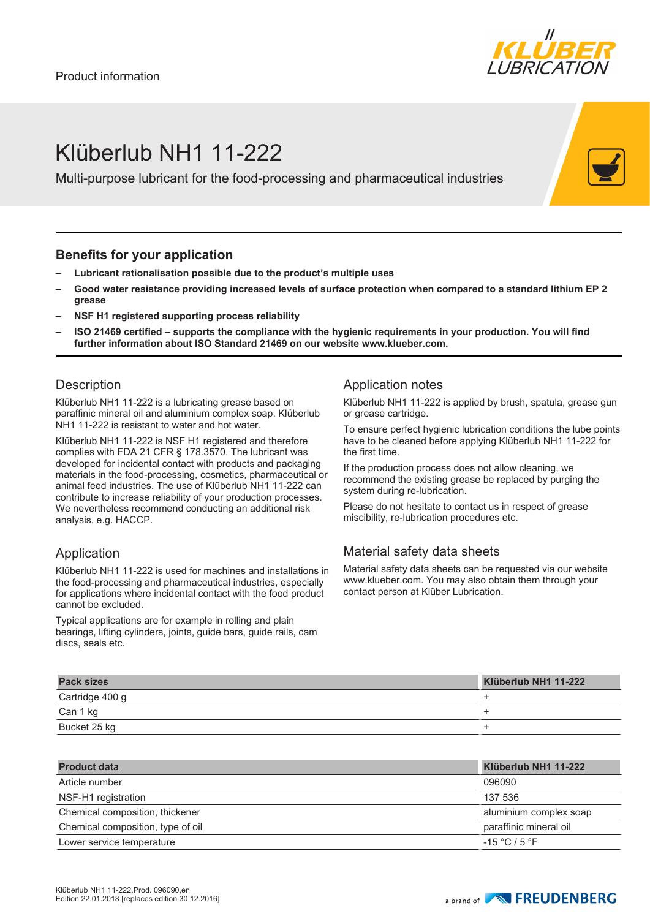Product information

# Klüberlub NH1 11-222

Multi-purpose lubricant for the food-processing and pharmaceutical industries

## Benefits for your application

- **Lubricant rationalisation possible due to the product's multiple uses**
- **Good water resistance providing increased levels of surface protection when compared to a standard lithium EP 2 grease**
- **NSF H1 registered supporting process reliability**
- **ISO 21469 certified – supports the compliance with the hygienic requirements in your production. You will find further information about ISO Standard 21469 on our website www.klueber.com.**

## Description

Klüberlub NH1 11-222 is a lubricating grease based on paraffinic mineral oil and aluminium complex soap. Klüberlub NH1 11-222 is resistant to water and hot water.

Klüberlub NH1 11-222 is NSF H1 registered and therefore complies with FDA 21 CFR § 178.3570. The lubricant was developed for incidental contact with products and packaging materials in the food-processing, cosmetics, pharmaceutical or animal feed industries. The use of Klüberlub NH1 11-222 can contribute to increase reliability of your production processes. We nevertheless recommend conducting an additional risk analysis, e.g. HACCP.

## Application

Klüberlub NH1 11-222 is used for machines and installations in the food-processing and pharmaceutical industries, especially for applications where incidental contact with the food product cannot be excluded.

Typical applications are for example in rolling and plain bearings, lifting cylinders, joints, guide bars, guide rails, cam discs, seals etc.

## Application notes

Klüberlub NH1 11-222 is applied by brush, spatula, grease gun or grease cartridge.

To ensure perfect hygienic lubrication conditions the lube points have to be cleaned before applying Klüberlub NH1 11-222 for the first time.

If the production process does not allow cleaning, we recommend the existing grease be replaced by purging the system during re-lubrication.

Please do not hesitate to contact us in respect of grease miscibility, re-lubrication procedures etc.

## Material safety data sheets

Material safety data sheets can be requested via our website www.klueber.com. You may also obtain them through your contact person at Klüber Lubrication.

| Pack sizes | Klüberlub NH1 11-222 |
|---|---|
| Cartridge 400 g | + |
| Can 1 kg | + |
| Bucket 25 kg | + |

| Product data | Klüberlub NH1 11-222 |
|---|---|
| Article number | 096090 |
| NSF-H1 registration | 137 536 |
| Chemical composition, thickener | aluminium complex soap |
| Chemical composition, type of oil | paraffinic mineral oil |
| Lower service temperature | -15 °C / 5 °F |

Klüberlub NH1 11-222,Prod. 096090,en
Edition 22.01.2018 [replaces edition 30.12.2016]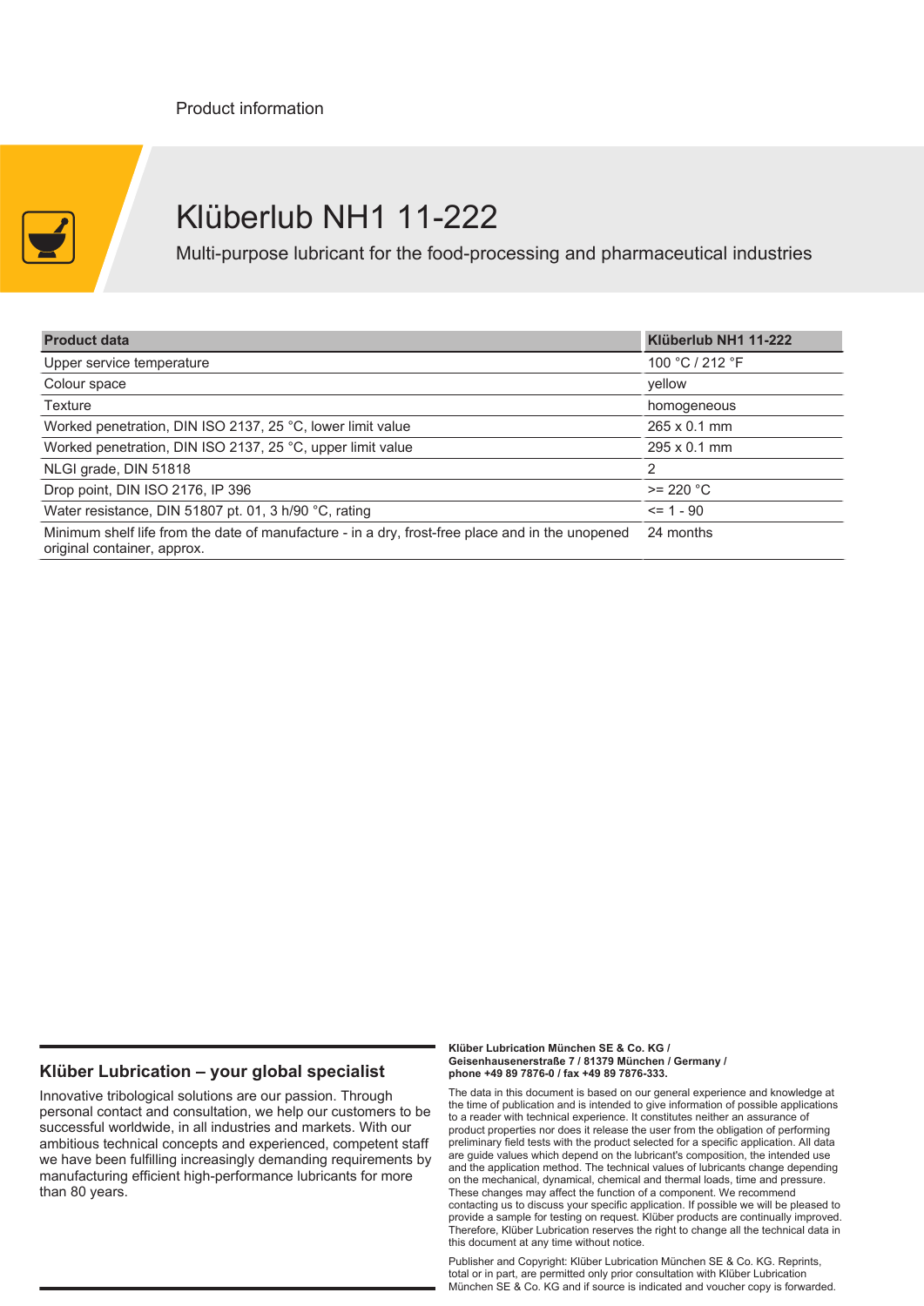Product information

# Klüberlub NH1 11-222

Multi-purpose lubricant for the food-processing and pharmaceutical industries

| Product data | Klüberlub NH1 11-222 |
|---|---|
| Upper service temperature | 100 °C / 212 °F |
| Colour space | yellow |
| Texture | homogeneous |
| Worked penetration, DIN ISO 2137, 25 °C, lower limit value | 265 x 0.1 mm |
| Worked penetration, DIN ISO 2137, 25 °C, upper limit value | 295 x 0.1 mm |
| NLGI grade, DIN 51818 | 2 |
| Drop point, DIN ISO 2176, IP 396 | >= 220 °C |
| Water resistance, DIN 51807 pt. 01, 3 h/90 °C, rating | <= 1 - 90 |
| Minimum shelf life from the date of manufacture - in a dry, frost-free place and in the unopened original container, approx. | 24 months |

## Klüber Lubrication – your global specialist

Innovative tribological solutions are our passion. Through personal contact and consultation, we help our customers to be successful worldwide, in all industries and markets. With our ambitious technical concepts and experienced, competent staff we have been fulfilling increasingly demanding requirements by manufacturing efficient high-performance lubricants for more than 80 years.

**Klüber Lubrication München SE & Co. KG / Geisenhausenerstraße 7 / 81379 München / Germany / phone +49 89 7876-0 / fax +49 89 7876-333.**

The data in this document is based on our general experience and knowledge at the time of publication and is intended to give information of possible applications to a reader with technical experience. It constitutes neither an assurance of product properties nor does it release the user from the obligation of performing preliminary field tests with the product selected for a specific application. All data are guide values which depend on the lubricant's composition, the intended use and the application method. The technical values of lubricants change depending on the mechanical, dynamical, chemical and thermal loads, time and pressure. These changes may affect the function of a component. We recommend contacting us to discuss your specific application. If possible we will be pleased to provide a sample for testing on request. Klüber products are continually improved. Therefore, Klüber Lubrication reserves the right to change all the technical data in this document at any time without notice.

Publisher and Copyright: Klüber Lubrication München SE & Co. KG. Reprints, total or in part, are permitted only prior consultation with Klüber Lubrication München SE & Co. KG and if source is indicated and voucher copy is forwarded.